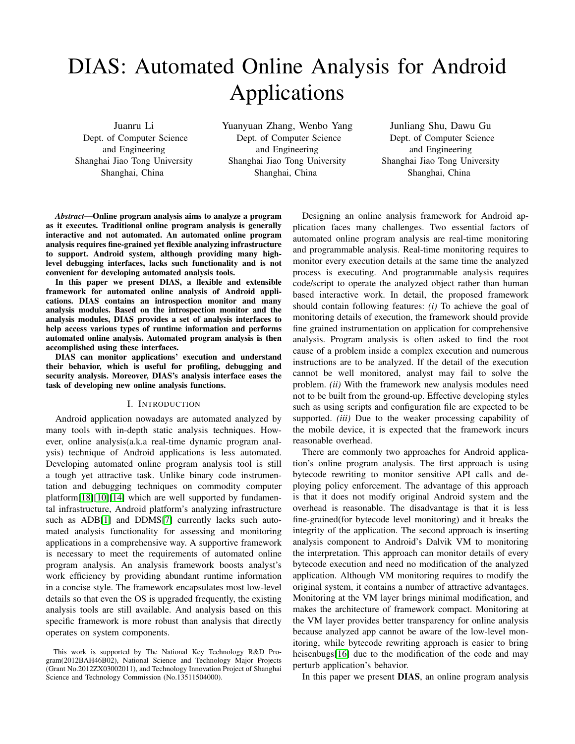# DIAS: Automated Online Analysis for Android Applications

Juanru Li
Dept. of Computer Science and Engineering
Shanghai Jiao Tong University
Shanghai, China

Yuanyuan Zhang, Wenbo Yang
Dept. of Computer Science and Engineering
Shanghai Jiao Tong University
Shanghai, China

Junliang Shu, Dawu Gu
Dept. of Computer Science and Engineering
Shanghai Jiao Tong University
Shanghai, China

***Abstract*—Online program analysis aims to analyze a program as it executes. Traditional online program analysis is generally interactive and not automated. An automated online program analysis requires fine-grained yet flexible analyzing infrastructure to support. Android system, although providing many high-level debugging interfaces, lacks such functionality and is not convenient for developing automated analysis tools.**

**In this paper we present DIAS, a flexible and extensible framework for automated online analysis of Android applications. DIAS contains an introspection monitor and many analysis modules. Based on the introspection monitor and the analysis modules, DIAS provides a set of analysis interfaces to help access various types of runtime information and performs automated online analysis. Automated program analysis is then accomplished using these interfaces.**

**DIAS can monitor applications' execution and understand their behavior, which is useful for profiling, debugging and security analysis. Moreover, DIAS's analysis interface eases the task of developing new online analysis functions.**

## I. Introduction

Android application nowadays are automated analyzed by many tools with in-depth static analysis techniques. However, online analysis(a.k.a real-time dynamic program analysis) technique of Android applications is less automated. Developing automated online program analysis tool is still a tough yet attractive task. Unlike binary code instrumentation and debugging techniques on commodity computer platform[18][10][14] which are well supported by fundamental infrastructure, Android platform's analyzing infrastructure such as ADB[1] and DDMS[7] currently lacks such automated analysis functionality for assessing and monitoring applications in a comprehensive way. A supportive framework is necessary to meet the requirements of automated online program analysis. An analysis framework boosts analyst's work efficiency by providing abundant runtime information in a concise style. The framework encapsulates most low-level details so that even the OS is upgraded frequently, the existing analysis tools are still available. And analysis based on this specific framework is more robust than analysis that directly operates on system components.

This work is supported by The National Key Technology R&D Program(2012BAH46B02), National Science and Technology Major Projects (Grant No.2012ZX03002011), and Technology Innovation Project of Shanghai Science and Technology Commission (No.13511504000).

Designing an online analysis framework for Android application faces many challenges. Two essential factors of automated online program analysis are real-time monitoring and programmable analysis. Real-time monitoring requires to monitor every execution details at the same time the analyzed process is executing. And programmable analysis requires code/script to operate the analyzed object rather than human based interactive work. In detail, the proposed framework should contain following features: *(i)* To achieve the goal of monitoring details of execution, the framework should provide fine grained instrumentation on application for comprehensive analysis. Program analysis is often asked to find the root cause of a problem inside a complex execution and numerous instructions are to be analyzed. If the detail of the execution cannot be well monitored, analyst may fail to solve the problem. *(ii)* With the framework new analysis modules need not to be built from the ground-up. Effective developing styles such as using scripts and configuration file are expected to be supported. *(iii)* Due to the weaker processing capability of the mobile device, it is expected that the framework incurs reasonable overhead.

There are commonly two approaches for Android application's online program analysis. The first approach is using bytecode rewriting to monitor sensitive API calls and deploying policy enforcement. The advantage of this approach is that it does not modify original Android system and the overhead is reasonable. The disadvantage is that it is less fine-grained(for bytecode level monitoring) and it breaks the integrity of the application. The second approach is inserting analysis component to Android's Dalvik VM to monitoring the interpretation. This approach can monitor details of every bytecode execution and need no modification of the analyzed application. Although VM monitoring requires to modify the original system, it contains a number of attractive advantages. Monitoring at the VM layer brings minimal modification, and makes the architecture of framework compact. Monitoring at the VM layer provides better transparency for online analysis because analyzed app cannot be aware of the low-level monitoring, while bytecode rewriting approach is easier to bring heisenbugs[16] due to the modification of the code and may perturb application's behavior.

In this paper we present **DIAS**, an online program analysis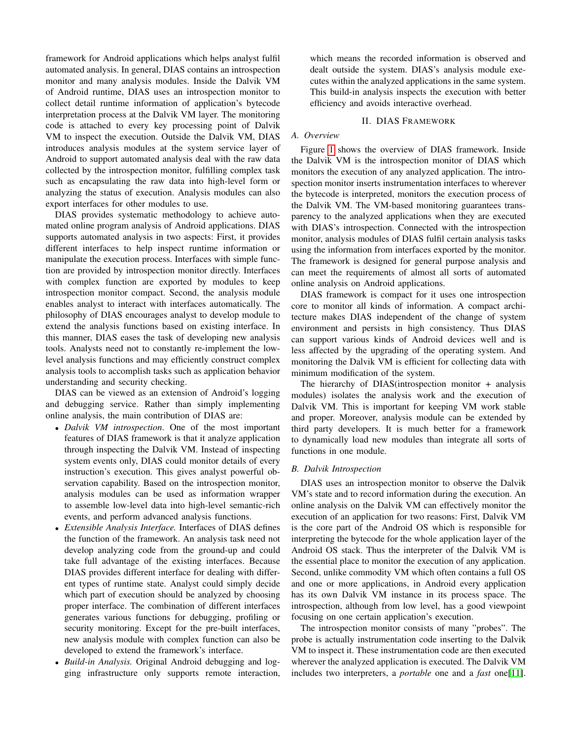framework for Android applications which helps analyst fulfil automated analysis. In general, DIAS contains an introspection monitor and many analysis modules. Inside the Dalvik VM of Android runtime, DIAS uses an introspection monitor to collect detail runtime information of application's bytecode interpretation process at the Dalvik VM layer. The monitoring code is attached to every key processing point of Dalvik VM to inspect the execution. Outside the Dalvik VM, DIAS introduces analysis modules at the system service layer of Android to support automated analysis deal with the raw data collected by the introspection monitor, fulfilling complex task such as encapsulating the raw data into high-level form or analyzing the status of execution. Analysis modules can also export interfaces for other modules to use.

DIAS provides systematic methodology to achieve automated online program analysis of Android applications. DIAS supports automated analysis in two aspects: First, it provides different interfaces to help inspect runtime information or manipulate the execution process. Interfaces with simple function are provided by introspection monitor directly. Interfaces with complex function are exported by modules to keep introspection monitor compact. Second, the analysis module enables analyst to interact with interfaces automatically. The philosophy of DIAS encourages analyst to develop module to extend the analysis functions based on existing interface. In this manner, DIAS eases the task of developing new analysis tools. Analysts need not to constantly re-implement the low-level analysis functions and may efficiently construct complex analysis tools to accomplish tasks such as application behavior understanding and security checking.

DIAS can be viewed as an extension of Android's logging and debugging service. Rather than simply implementing online analysis, the main contribution of DIAS are:

- *Dalvik VM introspection*. One of the most important features of DIAS framework is that it analyze application through inspecting the Dalvik VM. Instead of inspecting system events only, DIAS could monitor details of every instruction's execution. This gives analyst powerful observation capability. Based on the introspection monitor, analysis modules can be used as information wrapper to assemble low-level data into high-level semantic-rich events, and perform advanced analysis functions.
- *Extensible Analysis Interface.* Interfaces of DIAS defines the function of the framework. An analysis task need not develop analyzing code from the ground-up and could take full advantage of the existing interfaces. Because DIAS provides different interface for dealing with different types of runtime state. Analyst could simply decide which part of execution should be analyzed by choosing proper interface. The combination of different interfaces generates various functions for debugging, profiling or security monitoring. Except for the pre-built interfaces, new analysis module with complex function can also be developed to extend the framework's interface.
- *Build-in Analysis.* Original Android debugging and logging infrastructure only supports remote interaction, which means the recorded information is observed and dealt outside the system. DIAS's analysis module executes within the analyzed applications in the same system. This build-in analysis inspects the execution with better efficiency and avoids interactive overhead.

## II. DIAS Framework

### A. Overview

Figure 1 shows the overview of DIAS framework. Inside the Dalvik VM is the introspection monitor of DIAS which monitors the execution of any analyzed application. The introspection monitor inserts instrumentation interfaces to wherever the bytecode is interpreted, monitors the execution process of the Dalvik VM. The VM-based monitoring guarantees transparency to the analyzed applications when they are executed with DIAS's introspection. Connected with the introspection monitor, analysis modules of DIAS fulfil certain analysis tasks using the information from interfaces exported by the monitor. The framework is designed for general purpose analysis and can meet the requirements of almost all sorts of automated online analysis on Android applications.

DIAS framework is compact for it uses one introspection core to monitor all kinds of information. A compact architecture makes DIAS independent of the change of system environment and persists in high consistency. Thus DIAS can support various kinds of Android devices well and is less affected by the upgrading of the operating system. And monitoring the Dalvik VM is efficient for collecting data with minimum modification of the system.

The hierarchy of DIAS(introspection monitor + analysis modules) isolates the analysis work and the execution of Dalvik VM. This is important for keeping VM work stable and proper. Moreover, analysis module can be extended by third party developers. It is much better for a framework to dynamically load new modules than integrate all sorts of functions in one module.

### B. Dalvik Introspection

DIAS uses an introspection monitor to observe the Dalvik VM's state and to record information during the execution. An online analysis on the Dalvik VM can effectively monitor the execution of an application for two reasons: First, Dalvik VM is the core part of the Android OS which is responsible for interpreting the bytecode for the whole application layer of the Android OS stack. Thus the interpreter of the Dalvik VM is the essential place to monitor the execution of any application. Second, unlike commodity VM which often contains a full OS and one or more applications, in Android every application has its own Dalvik VM instance in its process space. The introspection, although from low level, has a good viewpoint focusing on one certain application's execution.

The introspection monitor consists of many "probes". The probe is actually instrumentation code inserting to the Dalvik VM to inspect it. These instrumentation code are then executed wherever the analyzed application is executed. The Dalvik VM includes two interpreters, a *portable* one and a *fast* one[11].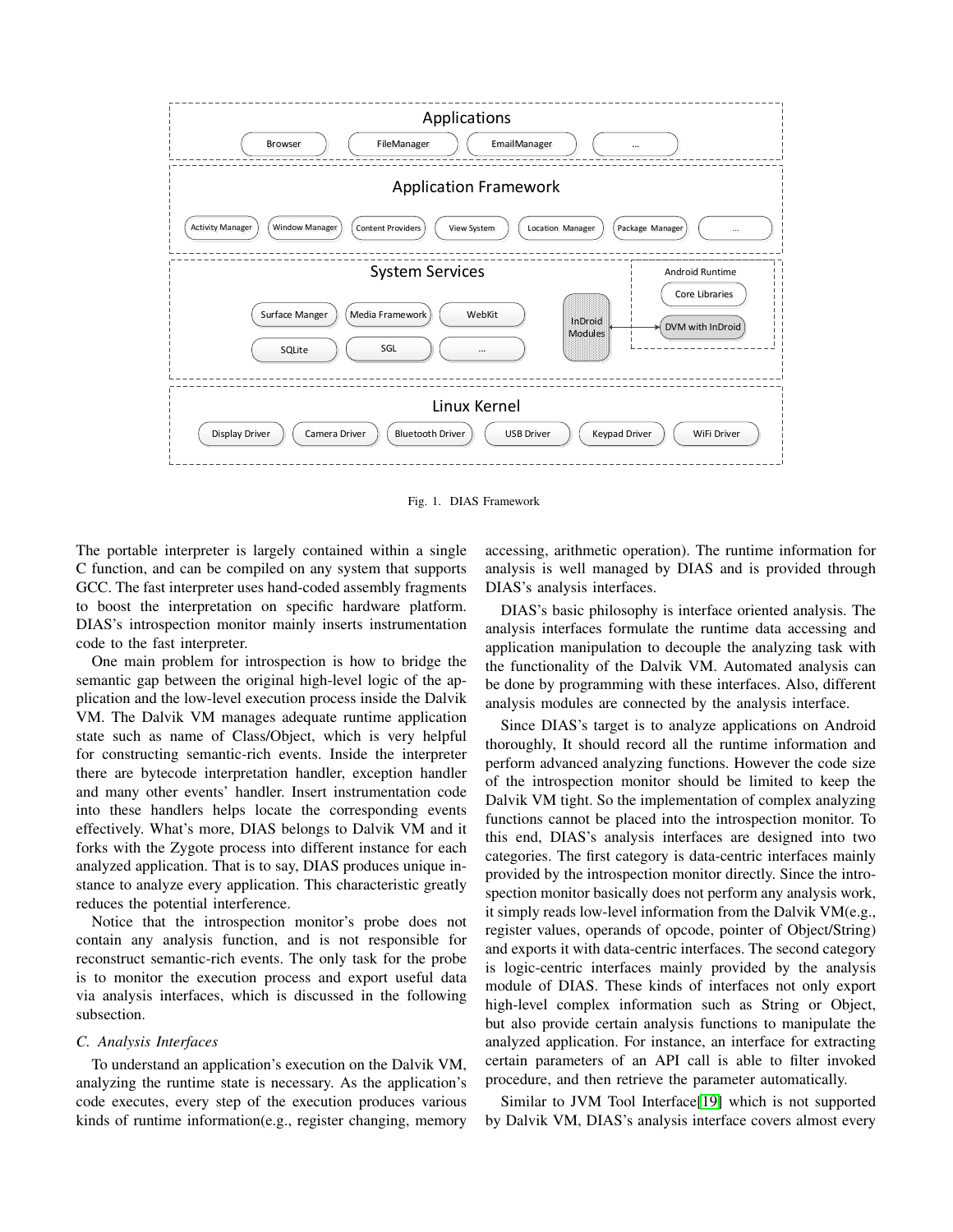Fig. 1. DIAS Framework

The portable interpreter is largely contained within a single C function, and can be compiled on any system that supports GCC. The fast interpreter uses hand-coded assembly fragments to boost the interpretation on specific hardware platform. DIAS's introspection monitor mainly inserts instrumentation code to the fast interpreter.

One main problem for introspection is how to bridge the semantic gap between the original high-level logic of the application and the low-level execution process inside the Dalvik VM. The Dalvik VM manages adequate runtime application state such as name of Class/Object, which is very helpful for constructing semantic-rich events. Inside the interpreter there are bytecode interpretation handler, exception handler and many other events' handler. Insert instrumentation code into these handlers helps locate the corresponding events effectively. What's more, DIAS belongs to Dalvik VM and it forks with the Zygote process into different instance for each analyzed application. That is to say, DIAS produces unique instance to analyze every application. This characteristic greatly reduces the potential interference.

Notice that the introspection monitor's probe does not contain any analysis function, and is not responsible for reconstruct semantic-rich events. The only task for the probe is to monitor the execution process and export useful data via analysis interfaces, which is discussed in the following subsection.

### C. Analysis Interfaces

To understand an application's execution on the Dalvik VM, analyzing the runtime state is necessary. As the application's code executes, every step of the execution produces various kinds of runtime information(e.g., register changing, memory accessing, arithmetic operation). The runtime information for analysis is well managed by DIAS and is provided through DIAS's analysis interfaces.

DIAS's basic philosophy is interface oriented analysis. The analysis interfaces formulate the runtime data accessing and application manipulation to decouple the analyzing task with the functionality of the Dalvik VM. Automated analysis can be done by programming with these interfaces. Also, different analysis modules are connected by the analysis interface.

Since DIAS's target is to analyze applications on Android thoroughly, It should record all the runtime information and perform advanced analyzing functions. However the code size of the introspection monitor should be limited to keep the Dalvik VM tight. So the implementation of complex analyzing functions cannot be placed into the introspection monitor. To this end, DIAS's analysis interfaces are designed into two categories. The first category is data-centric interfaces mainly provided by the introspection monitor directly. Since the introspection monitor basically does not perform any analysis work, it simply reads low-level information from the Dalvik VM(e.g., register values, operands of opcode, pointer of Object/String) and exports it with data-centric interfaces. The second category is logic-centric interfaces mainly provided by the analysis module of DIAS. These kinds of interfaces not only export high-level complex information such as String or Object, but also provide certain analysis functions to manipulate the analyzed application. For instance, an interface for extracting certain parameters of an API call is able to filter invoked procedure, and then retrieve the parameter automatically.

Similar to JVM Tool Interface[19] which is not supported by Dalvik VM, DIAS's analysis interface covers almost every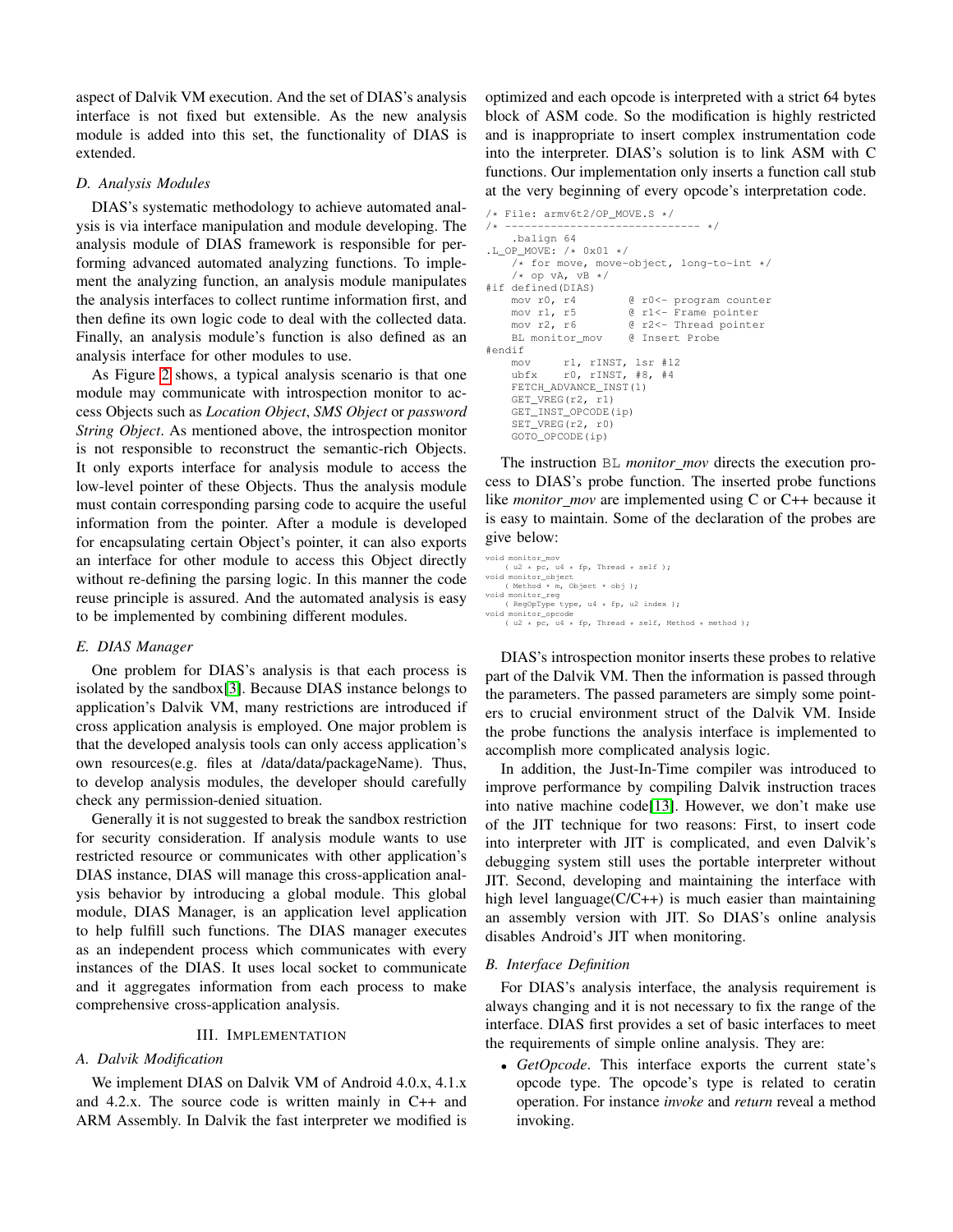aspect of Dalvik VM execution. And the set of DIAS's analysis interface is not fixed but extensible. As the new analysis module is added into this set, the functionality of DIAS is extended.

### D. Analysis Modules

DIAS's systematic methodology to achieve automated analysis is via interface manipulation and module developing. The analysis module of DIAS framework is responsible for performing advanced automated analyzing functions. To implement the analyzing function, an analysis module manipulates the analysis interfaces to collect runtime information first, and then define its own logic code to deal with the collected data. Finally, an analysis module's function is also defined as an analysis interface for other modules to use.

As Figure 2 shows, a typical analysis scenario is that one module may communicate with introspection monitor to access Objects such as *Location Object*, *SMS Object* or *password String Object*. As mentioned above, the introspection monitor is not responsible to reconstruct the semantic-rich Objects. It only exports interface for analysis module to access the low-level pointer of these Objects. Thus the analysis module must contain corresponding parsing code to acquire the useful information from the pointer. After a module is developed for encapsulating certain Object's pointer, it can also exports an interface for other module to access this Object directly without re-defining the parsing logic. In this manner the code reuse principle is assured. And the automated analysis is easy to be implemented by combining different modules.

### E. DIAS Manager

One problem for DIAS's analysis is that each process is isolated by the sandbox[3]. Because DIAS instance belongs to application's Dalvik VM, many restrictions are introduced if cross application analysis is employed. One major problem is that the developed analysis tools can only access application's own resources(e.g. files at /data/data/packageName). Thus, to develop analysis modules, the developer should carefully check any permission-denied situation.

Generally it is not suggested to break the sandbox restriction for security consideration. If analysis module wants to use restricted resource or communicates with other application's DIAS instance, DIAS will manage this cross-application analysis behavior by introducing a global module. This global module, DIAS Manager, is an application level application to help fulfill such functions. The DIAS manager executes as an independent process which communicates with every instances of the DIAS. It uses local socket to communicate and it aggregates information from each process to make comprehensive cross-application analysis.

## III. Implementation

### A. Dalvik Modification

We implement DIAS on Dalvik VM of Android 4.0.x, 4.1.x and 4.2.x. The source code is written mainly in C++ and ARM Assembly. In Dalvik the fast interpreter we modified is optimized and each opcode is interpreted with a strict 64 bytes block of ASM code. So the modification is highly restricted and is inappropriate to insert complex instrumentation code into the interpreter. DIAS's solution is to link ASM with C functions. Our implementation only inserts a function call stub at the very beginning of every opcode's interpretation code.

```
/* File: armv6t2/OP_MOVE.S */
/* ------------------------------ */
    .balign 64
.L_OP_MOVE: /* 0x01 */
    /* for move, move-object, long-to-int */
    /* op vA, vB */
#if defined(DIAS)
    mov r0, r4        @ r0<- program counter
    mov r1, r5        @ r1<- Frame pointer
    mov r2, r6        @ r2<- Thread pointer
    BL monitor_mov    @ Insert Probe
#endif
    mov     r1, rINST, lsr #12
    ubfx    r0, rINST, #8, #4
    FETCH_ADVANCE_INST(1)
    GET_VREG(r2, r1)
    GET_INST_OPCODE(ip)
    SET_VREG(r2, r0)
    GOTO_OPCODE(ip)
```

The instruction `BL` *monitor_mov* directs the execution process to DIAS's probe function. The inserted probe functions like *monitor_mov* are implemented using C or C++ because it is easy to maintain. Some of the declaration of the probes are give below:

```
void monitor_mov
    ( u2 * pc, u4 * fp, Thread * self );
void monitor_object
    ( Method * m, Object * obj );
void monitor_reg
    ( RegOpType type, u4 * fp, u2 index );
void monitor_opcode
    ( u2 * pc, u4 * fp, Thread * self, Method * method );
```

DIAS's introspection monitor inserts these probes to relative part of the Dalvik VM. Then the information is passed through the parameters. The passed parameters are simply some pointers to crucial environment struct of the Dalvik VM. Inside the probe functions the analysis interface is implemented to accomplish more complicated analysis logic.

In addition, the Just-In-Time compiler was introduced to improve performance by compiling Dalvik instruction traces into native machine code[13]. However, we don't make use of the JIT technique for two reasons: First, to insert code into interpreter with JIT is complicated, and even Dalvik's debugging system still uses the portable interpreter without JIT. Second, developing and maintaining the interface with high level language(C/C++) is much easier than maintaining an assembly version with JIT. So DIAS's online analysis disables Android's JIT when monitoring.

### B. Interface Definition

For DIAS's analysis interface, the analysis requirement is always changing and it is not necessary to fix the range of the interface. DIAS first provides a set of basic interfaces to meet the requirements of simple online analysis. They are:

- *GetOpcode*. This interface exports the current state's opcode type. The opcode's type is related to ceratin operation. For instance *invoke* and *return* reveal a method invoking.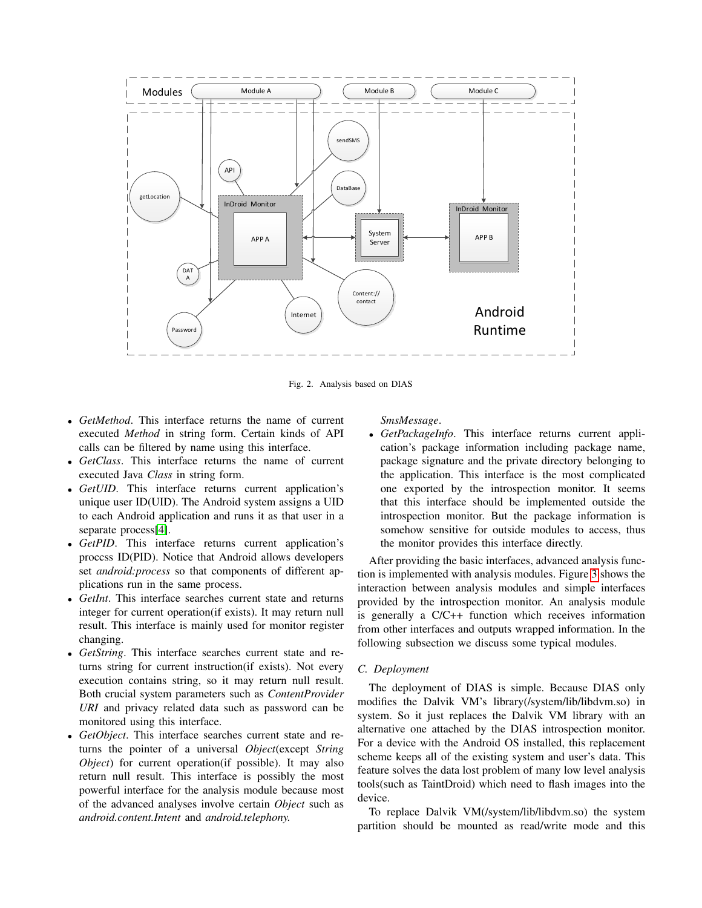Fig. 2. Analysis based on DIAS

- *GetMethod*. This interface returns the name of current executed *Method* in string form. Certain kinds of API calls can be filtered by name using this interface.
- *GetClass*. This interface returns the name of current executed Java *Class* in string form.
- *GetUID*. This interface returns current application's unique user ID(UID). The Android system assigns a UID to each Android application and runs it as that user in a separate process[4].
- *GetPID*. This interface returns current application's proccss ID(PID). Notice that Android allows developers set *android:process* so that components of different applications run in the same process.
- *GetInt*. This interface searches current state and returns integer for current operation(if exists). It may return null result. This interface is mainly used for monitor register changing.
- *GetString*. This interface searches current state and returns string for current instruction(if exists). Not every execution contains string, so it may return null result. Both crucial system parameters such as *ContentProvider URI* and privacy related data such as password can be monitored using this interface.
- *GetObject*. This interface searches current state and returns the pointer of a universal *Object*(except *String Object*) for current operation(if possible). It may also return null result. This interface is possibly the most powerful interface for the analysis module because most of the advanced analyses involve certain *Object* such as *android.content.Intent* and *android.telephony.SmsMessage*.
- *GetPackageInfo*. This interface returns current application's package information including package name, package signature and the private directory belonging to the application. This interface is the most complicated one exported by the introspection monitor. It seems that this interface should be implemented outside the introspection monitor. But the package information is somehow sensitive for outside modules to access, thus the monitor provides this interface directly.

After providing the basic interfaces, advanced analysis function is implemented with analysis modules. Figure 3 shows the interaction between analysis modules and simple interfaces provided by the introspection monitor. An analysis module is generally a C/C++ function which receives information from other interfaces and outputs wrapped information. In the following subsection we discuss some typical modules.

### C. Deployment

The deployment of DIAS is simple. Because DIAS only modifies the Dalvik VM's library(/system/lib/libdvm.so) in system. So it just replaces the Dalvik VM library with an alternative one attached by the DIAS introspection monitor. For a device with the Android OS installed, this replacement scheme keeps all of the existing system and user's data. This feature solves the data lost problem of many low level analysis tools(such as TaintDroid) which need to flash images into the device.

To replace Dalvik VM(/system/lib/libdvm.so) the system partition should be mounted as read/write mode and this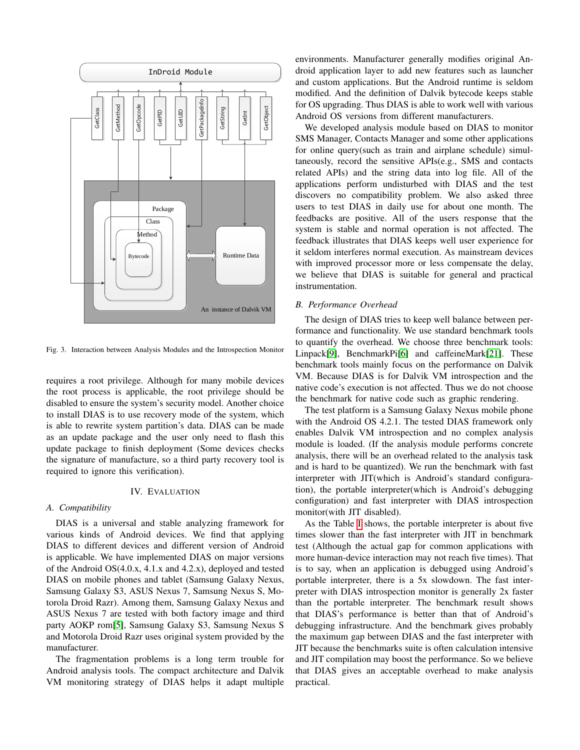Fig. 3. Interaction between Analysis Modules and the Introspection Monitor

requires a root privilege. Although for many mobile devices the root process is applicable, the root privilege should be disabled to ensure the system's security model. Another choice to install DIAS is to use recovery mode of the system, which is able to rewrite system partition's data. DIAS can be made as an update package and the user only need to flash this update package to finish deployment (Some devices checks the signature of manufacture, so a third party recovery tool is required to ignore this verification).

## IV. Evaluation

### A. Compatibility

DIAS is a universal and stable analyzing framework for various kinds of Android devices. We find that applying DIAS to different devices and different version of Android is applicable. We have implemented DIAS on major versions of the Android OS(4.0.x, 4.1.x and 4.2.x), deployed and tested DIAS on mobile phones and tablet (Samsung Galaxy Nexus, Samsung Galaxy S3, ASUS Nexus 7, Samsung Nexus S, Motorola Droid Razr). Among them, Samsung Galaxy Nexus and ASUS Nexus 7 are tested with both factory image and third party AOKP rom[5], Samsung Galaxy S3, Samsung Nexus S and Motorola Droid Razr uses original system provided by the manufacturer.

The fragmentation problems is a long term trouble for Android analysis tools. The compact architecture and Dalvik VM monitoring strategy of DIAS helps it adapt multiple environments. Manufacturer generally modifies original Android application layer to add new features such as launcher and custom applications. But the Android runtime is seldom modified. And the definition of Dalvik bytecode keeps stable for OS upgrading. Thus DIAS is able to work well with various Android OS versions from different manufacturers.

We developed analysis module based on DIAS to monitor SMS Manager, Contacts Manager and some other applications for online query(such as train and airplane schedule) simultaneously, record the sensitive APIs(e.g., SMS and contacts related APIs) and the string data into log file. All of the applications perform undisturbed with DIAS and the test discovers no compatibility problem. We also asked three users to test DIAS in daily use for about one month. The feedbacks are positive. All of the users response that the system is stable and normal operation is not affected. The feedback illustrates that DIAS keeps well user experience for it seldom interferes normal execution. As mainstream devices with improved processor more or less compensate the delay, we believe that DIAS is suitable for general and practical instrumentation.

### B. Performance Overhead

The design of DIAS tries to keep well balance between performance and functionality. We use standard benchmark tools to quantify the overhead. We choose three benchmark tools: Linpack[9], BenchmarkPi[6] and caffeineMark[21]. These benchmark tools mainly focus on the performance on Dalvik VM. Because DIAS is for Dalvik VM introspection and the native code's execution is not affected. Thus we do not choose the benchmark for native code such as graphic rendering.

The test platform is a Samsung Galaxy Nexus mobile phone with the Android OS 4.2.1. The tested DIAS framework only enables Dalvik VM introspection and no complex analysis module is loaded. (If the analysis module performs concrete analysis, there will be an overhead related to the analysis task and is hard to be quantized). We run the benchmark with fast interpreter with JIT(which is Android's standard configuration), the portable interpreter(which is Android's debugging configuration) and fast interpreter with DIAS introspection monitor(with JIT disabled).

As the Table I shows, the portable interpreter is about five times slower than the fast interpreter with JIT in benchmark test (Although the actual gap for common applications with more human-device interaction may not reach five times). That is to say, when an application is debugged using Android's portable interpreter, there is a 5x slowdown. The fast interpreter with DIAS introspection monitor is generally 2x faster than the portable interpreter. The benchmark result shows that DIAS's performance is better than that of Android's debugging infrastructure. And the benchmark gives probably the maximum gap between DIAS and the fast interpreter with JIT because the benchmarks suite is often calculation intensive and JIT compilation may boost the performance. So we believe that DIAS gives an acceptable overhead to make analysis practical.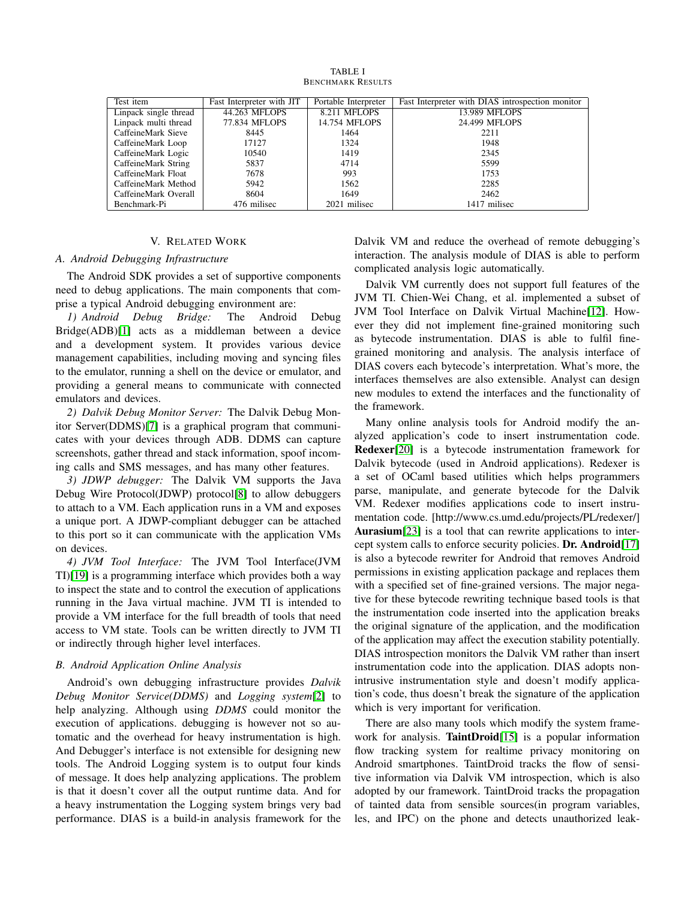TABLE I
BENCHMARK RESULTS

| Test item | Fast Interpreter with JIT | Portable Interpreter | Fast Interpreter with DIAS introspection monitor |
|---|---|---|---|
| Linpack single thread | 44.263 MFLOPS | 8.211 MFLOPS | 13.989 MFLOPS |
| Linpack multi thread | 77.834 MFLOPS | 14.754 MFLOPS | 24.499 MFLOPS |
| CaffeineMark Sieve | 8445 | 1464 | 2211 |
| CaffeineMark Loop | 17127 | 1324 | 1948 |
| CaffeineMark Logic | 10540 | 1419 | 2345 |
| CaffeineMark String | 5837 | 4714 | 5599 |
| CaffeineMark Float | 7678 | 993 | 1753 |
| CaffeineMark Method | 5942 | 1562 | 2285 |
| CaffeineMark Overall | 8604 | 1649 | 2462 |
| Benchmark-Pi | 476 milisec | 2021 milisec | 1417 milisec |

## V. RELATED WORK

### A. Android Debugging Infrastructure

The Android SDK provides a set of supportive components need to debug applications. The main components that comprise a typical Android debugging environment are:

*1) Android Debug Bridge:* The Android Debug Bridge(ADB)[1] acts as a middleman between a device and a development system. It provides various device management capabilities, including moving and syncing files to the emulator, running a shell on the device or emulator, and providing a general means to communicate with connected emulators and devices.

*2) Dalvik Debug Monitor Server:* The Dalvik Debug Monitor Server(DDMS)[7] is a graphical program that communicates with your devices through ADB. DDMS can capture screenshots, gather thread and stack information, spoof incoming calls and SMS messages, and has many other features.

*3) JDWP debugger:* The Dalvik VM supports the Java Debug Wire Protocol(JDWP) protocol[8] to allow debuggers to attach to a VM. Each application runs in a VM and exposes a unique port. A JDWP-compliant debugger can be attached to this port so it can communicate with the application VMs on devices.

*4) JVM Tool Interface:* The JVM Tool Interface(JVM TI)[19] is a programming interface which provides both a way to inspect the state and to control the execution of applications running in the Java virtual machine. JVM TI is intended to provide a VM interface for the full breadth of tools that need access to VM state. Tools can be written directly to JVM TI or indirectly through higher level interfaces.

### B. Android Application Online Analysis

Android's own debugging infrastructure provides *Dalvik Debug Monitor Service(DDMS)* and *Logging system*[2] to help analyzing. Although using *DDMS* could monitor the execution of applications. debugging is however not so automatic and the overhead for heavy instrumentation is high. And Debugger's interface is not extensible for designing new tools. The Android Logging system is to output four kinds of message. It does help analyzing applications. The problem is that it doesn't cover all the output runtime data. And for a heavy instrumentation the Logging system brings very bad performance. DIAS is a build-in analysis framework for the Dalvik VM and reduce the overhead of remote debugging's interaction. The analysis module of DIAS is able to perform complicated analysis logic automatically.

Dalvik VM currently does not support full features of the JVM TI. Chien-Wei Chang, et al. implemented a subset of JVM Tool Interface on Dalvik Virtual Machine[12]. However they did not implement fine-grained monitoring such as bytecode instrumentation. DIAS is able to fulfil fine-grained monitoring and analysis. The analysis interface of DIAS covers each bytecode's interpretation. What's more, the interfaces themselves are also extensible. Analyst can design new modules to extend the interfaces and the functionality of the framework.

Many online analysis tools for Android modify the analyzed application's code to insert instrumentation code. **Redexer**[20] is a bytecode instrumentation framework for Dalvik bytecode (used in Android applications). Redexer is a set of OCaml based utilities which helps programmers parse, manipulate, and generate bytecode for the Dalvik VM. Redexer modifies applications code to insert instrumentation code. [http://www.cs.umd.edu/projects/PL/redexer/] **Aurasium**[23] is a tool that can rewrite applications to intercept system calls to enforce security policies. **Dr. Android**[17] is also a bytecode rewriter for Android that removes Android permissions in existing application package and replaces them with a specified set of fine-grained versions. The major negative for these bytecode rewriting technique based tools is that the instrumentation code inserted into the application breaks the original signature of the application, and the modification of the application may affect the execution stability potentially. DIAS introspection monitors the Dalvik VM rather than insert instrumentation code into the application. DIAS adopts non-intrusive instrumentation style and doesn't modify application's code, thus doesn't break the signature of the application which is very important for verification.

There are also many tools which modify the system framework for analysis. **TaintDroid**[15] is a popular information flow tracking system for realtime privacy monitoring on Android smartphones. TaintDroid tracks the flow of sensitive information via Dalvik VM introspection, which is also adopted by our framework. TaintDroid tracks the propagation of tainted data from sensible sources(in program variables, les, and IPC) on the phone and detects unauthorized leak-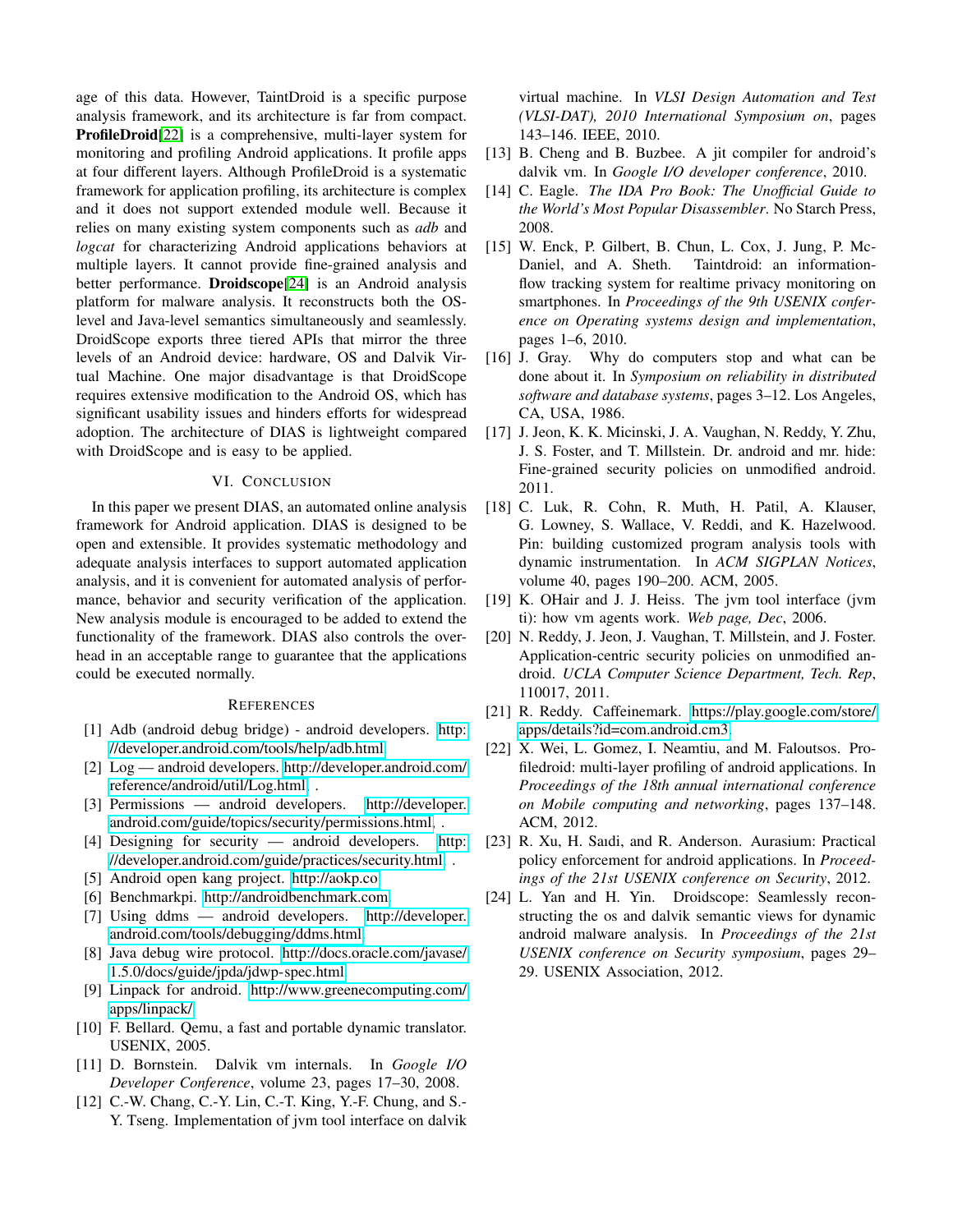age of this data. However, TaintDroid is a specific purpose analysis framework, and its architecture is far from compact. **ProfileDroid**[22] is a comprehensive, multi-layer system for monitoring and profiling Android applications. It profile apps at four different layers. Although ProfileDroid is a systematic framework for application profiling, its architecture is complex and it does not support extended module well. Because it relies on many existing system components such as *adb* and *logcat* for characterizing Android applications behaviors at multiple layers. It cannot provide fine-grained analysis and better performance. **Droidscope**[24] is an Android analysis platform for malware analysis. It reconstructs both the OS-level and Java-level semantics simultaneously and seamlessly. DroidScope exports three tiered APIs that mirror the three levels of an Android device: hardware, OS and Dalvik Virtual Machine. One major disadvantage is that DroidScope requires extensive modification to the Android OS, which has significant usability issues and hinders efforts for widespread adoption. The architecture of DIAS is lightweight compared with DroidScope and is easy to be applied.

## VI. Conclusion

In this paper we present DIAS, an automated online analysis framework for Android application. DIAS is designed to be open and extensible. It provides systematic methodology and adequate analysis interfaces to support automated application analysis, and it is convenient for automated analysis of performance, behavior and security verification of the application. New analysis module is encouraged to be added to extend the functionality of the framework. DIAS also controls the overhead in an acceptable range to guarantee that the applications could be executed normally.

## References

[1] Adb (android debug bridge) - android developers. http://developer.android.com/tools/help/adb.html.

[2] Log — android developers. http://developer.android.com/reference/android/util/Log.html. .

[3] Permissions — android developers. http://developer.android.com/guide/topics/security/permissions.html. .

[4] Designing for security — android developers. http://developer.android.com/guide/practices/security.html. .

[5] Android open kang project. http://aokp.co.

[6] Benchmarkpi. http://androidbenchmark.com.

[7] Using ddms — android developers. http://developer.android.com/tools/debugging/ddms.html.

[8] Java debug wire protocol. http://docs.oracle.com/javase/1.5.0/docs/guide/jpda/jdwp-spec.html.

[9] Linpack for android. http://www.greenecomputing.com/apps/linpack/.

[10] F. Bellard. Qemu, a fast and portable dynamic translator. USENIX, 2005.

[11] D. Bornstein. Dalvik vm internals. In *Google I/O Developer Conference*, volume 23, pages 17–30, 2008.

[12] C.-W. Chang, C.-Y. Lin, C.-T. King, Y.-F. Chung, and S.-Y. Tseng. Implementation of jvm tool interface on dalvik virtual machine. In *VLSI Design Automation and Test (VLSI-DAT), 2010 International Symposium on*, pages 143–146. IEEE, 2010.

[13] B. Cheng and B. Buzbee. A jit compiler for android's dalvik vm. In *Google I/O developer conference*, 2010.

[14] C. Eagle. *The IDA Pro Book: The Unofficial Guide to the World's Most Popular Disassembler*. No Starch Press, 2008.

[15] W. Enck, P. Gilbert, B. Chun, L. Cox, J. Jung, P. McDaniel, and A. Sheth. Taintdroid: an information-flow tracking system for realtime privacy monitoring on smartphones. In *Proceedings of the 9th USENIX conference on Operating systems design and implementation*, pages 1–6, 2010.

[16] J. Gray. Why do computers stop and what can be done about it. In *Symposium on reliability in distributed software and database systems*, pages 3–12. Los Angeles, CA, USA, 1986.

[17] J. Jeon, K. K. Micinski, J. A. Vaughan, N. Reddy, Y. Zhu, J. S. Foster, and T. Millstein. Dr. android and mr. hide: Fine-grained security policies on unmodified android. 2011.

[18] C. Luk, R. Cohn, R. Muth, H. Patil, A. Klauser, G. Lowney, S. Wallace, V. Reddi, and K. Hazelwood. Pin: building customized program analysis tools with dynamic instrumentation. In *ACM SIGPLAN Notices*, volume 40, pages 190–200. ACM, 2005.

[19] K. OHair and J. J. Heiss. The jvm tool interface (jvm ti): how vm agents work. *Web page, Dec*, 2006.

[20] N. Reddy, J. Jeon, J. Vaughan, T. Millstein, and J. Foster. Application-centric security policies on unmodified android. *UCLA Computer Science Department, Tech. Rep*, 110017, 2011.

[21] R. Reddy. Caffeinemark. https://play.google.com/store/apps/details?id=com.android.cm3.

[22] X. Wei, L. Gomez, I. Neamtiu, and M. Faloutsos. Profiledroid: multi-layer profiling of android applications. In *Proceedings of the 18th annual international conference on Mobile computing and networking*, pages 137–148. ACM, 2012.

[23] R. Xu, H. Saıdi, and R. Anderson. Aurasium: Practical policy enforcement for android applications. In *Proceedings of the 21st USENIX conference on Security*, 2012.

[24] L. Yan and H. Yin. Droidscope: Seamlessly reconstructing the os and dalvik semantic views for dynamic android malware analysis. In *Proceedings of the 21st USENIX conference on Security symposium*, pages 29–29. USENIX Association, 2012.